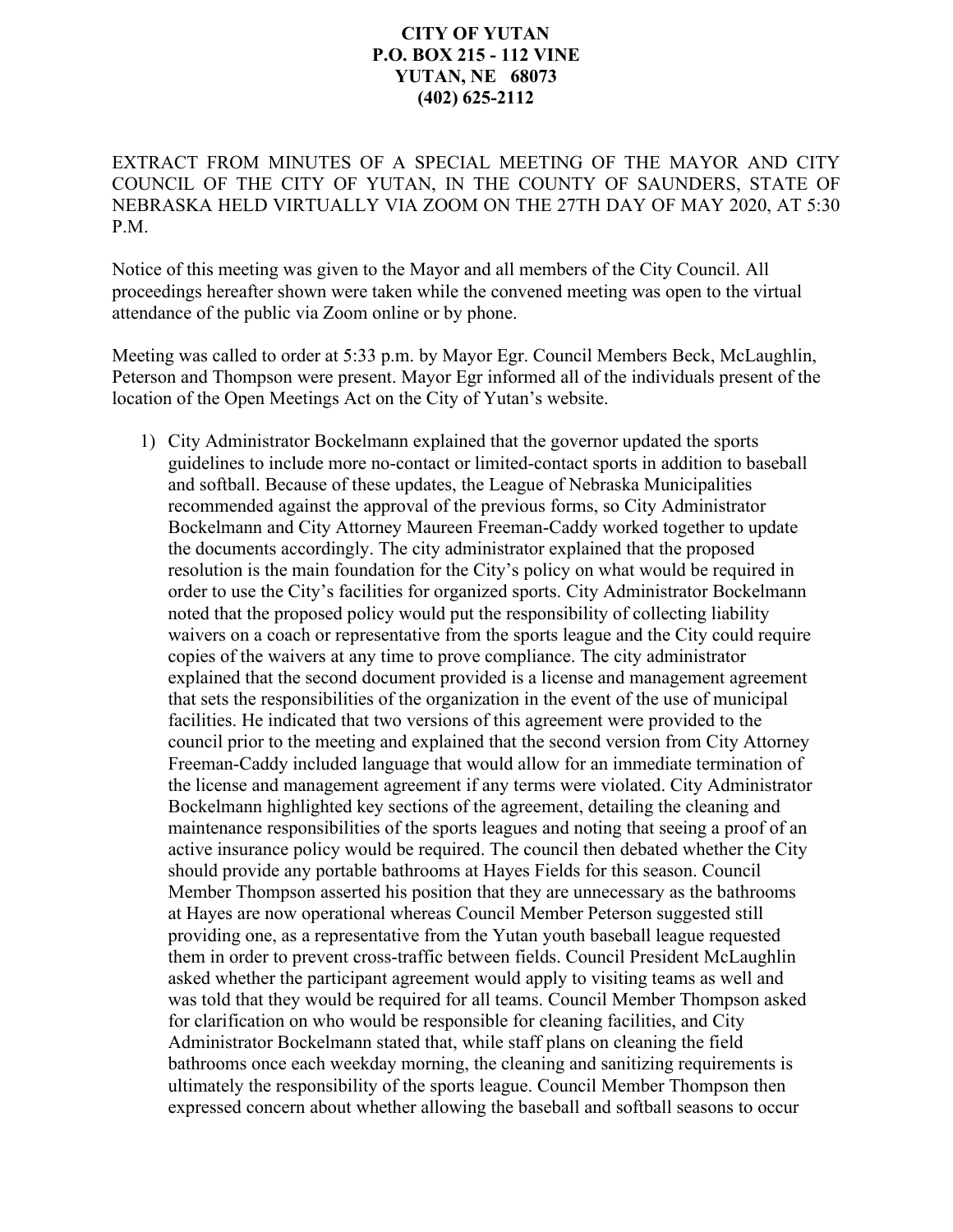**CITY OF YUTAN**
**P.O. BOX 215 - 112 VINE**
**YUTAN, NE 68073**
**(402) 625-2112**

EXTRACT FROM MINUTES OF A SPECIAL MEETING OF THE MAYOR AND CITY COUNCIL OF THE CITY OF YUTAN, IN THE COUNTY OF SAUNDERS, STATE OF NEBRASKA HELD VIRTUALLY VIA ZOOM ON THE 27TH DAY OF MAY 2020, AT 5:30 P.M.

Notice of this meeting was given to the Mayor and all members of the City Council. All proceedings hereafter shown were taken while the convened meeting was open to the virtual attendance of the public via Zoom online or by phone.

Meeting was called to order at 5:33 p.m. by Mayor Egr. Council Members Beck, McLaughlin, Peterson and Thompson were present. Mayor Egr informed all of the individuals present of the location of the Open Meetings Act on the City of Yutan's website.

1) City Administrator Bockelmann explained that the governor updated the sports guidelines to include more no-contact or limited-contact sports in addition to baseball and softball. Because of these updates, the League of Nebraska Municipalities recommended against the approval of the previous forms, so City Administrator Bockelmann and City Attorney Maureen Freeman-Caddy worked together to update the documents accordingly. The city administrator explained that the proposed resolution is the main foundation for the City's policy on what would be required in order to use the City's facilities for organized sports. City Administrator Bockelmann noted that the proposed policy would put the responsibility of collecting liability waivers on a coach or representative from the sports league and the City could require copies of the waivers at any time to prove compliance. The city administrator explained that the second document provided is a license and management agreement that sets the responsibilities of the organization in the event of the use of municipal facilities. He indicated that two versions of this agreement were provided to the council prior to the meeting and explained that the second version from City Attorney Freeman-Caddy included language that would allow for an immediate termination of the license and management agreement if any terms were violated. City Administrator Bockelmann highlighted key sections of the agreement, detailing the cleaning and maintenance responsibilities of the sports leagues and noting that seeing a proof of an active insurance policy would be required. The council then debated whether the City should provide any portable bathrooms at Hayes Fields for this season. Council Member Thompson asserted his position that they are unnecessary as the bathrooms at Hayes are now operational whereas Council Member Peterson suggested still providing one, as a representative from the Yutan youth baseball league requested them in order to prevent cross-traffic between fields. Council President McLaughlin asked whether the participant agreement would apply to visiting teams as well and was told that they would be required for all teams. Council Member Thompson asked for clarification on who would be responsible for cleaning facilities, and City Administrator Bockelmann stated that, while staff plans on cleaning the field bathrooms once each weekday morning, the cleaning and sanitizing requirements is ultimately the responsibility of the sports league. Council Member Thompson then expressed concern about whether allowing the baseball and softball seasons to occur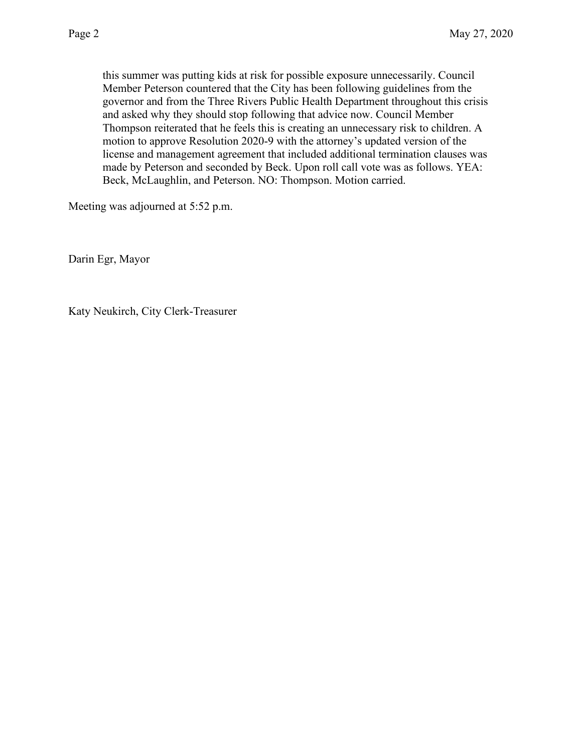this summer was putting kids at risk for possible exposure unnecessarily. Council Member Peterson countered that the City has been following guidelines from the governor and from the Three Rivers Public Health Department throughout this crisis and asked why they should stop following that advice now. Council Member Thompson reiterated that he feels this is creating an unnecessary risk to children. A motion to approve Resolution 2020-9 with the attorney's updated version of the license and management agreement that included additional termination clauses was made by Peterson and seconded by Beck. Upon roll call vote was as follows. YEA: Beck, McLaughlin, and Peterson. NO: Thompson. Motion carried.

Meeting was adjourned at 5:52 p.m.

Darin Egr, Mayor

Katy Neukirch, City Clerk-Treasurer